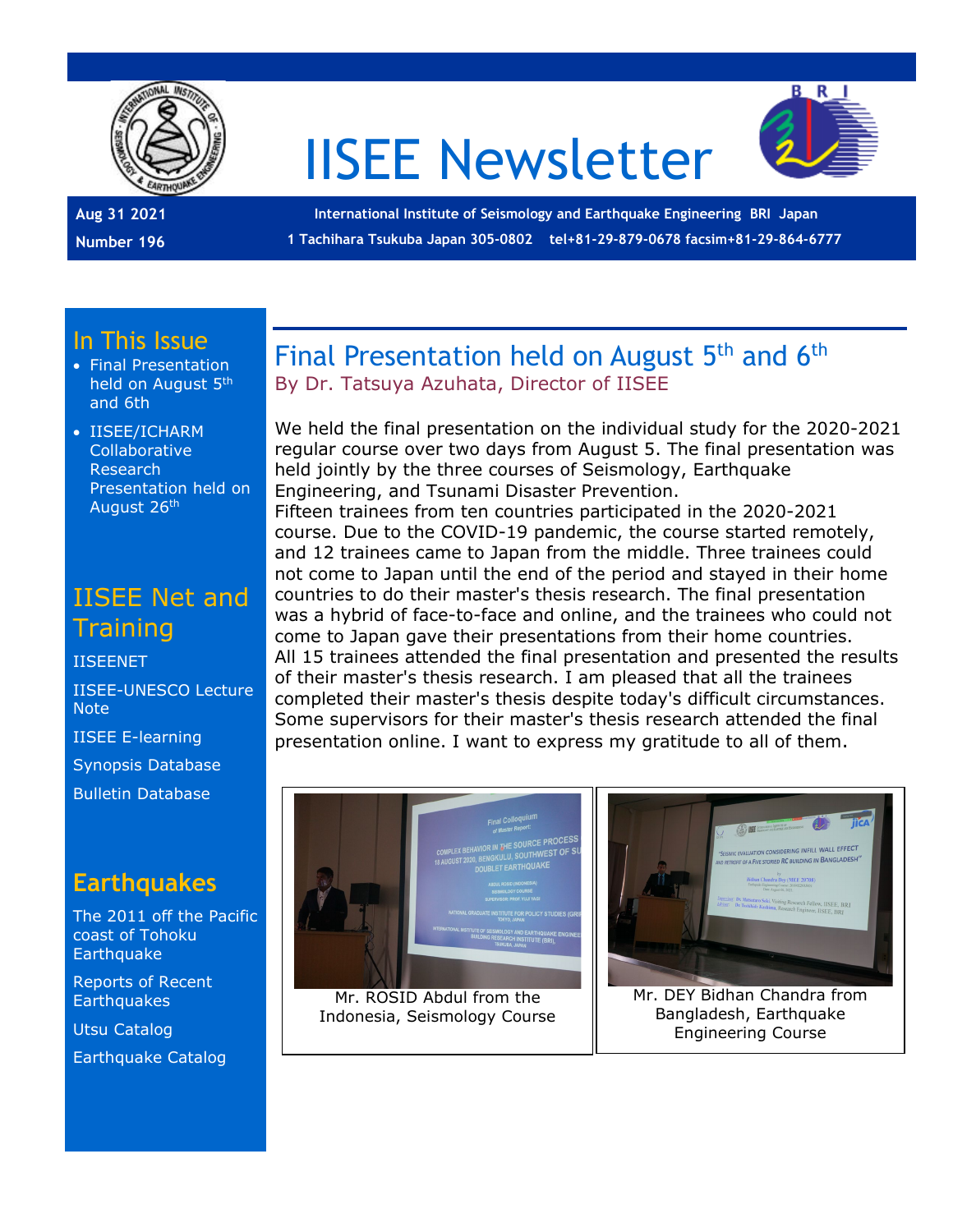# IISEE Newsletter

**Aug 31 2021**

**Number 196**

**International Institute of Seismology and Earthquake Engineering BRI Japan**

**1 Tachihara Tsukuba Japan 305-0802 tel+81-29-879-0678 facsim+81-29-864-6777**

## In This Issue

- Final Presentation held on August 5th and 6th
- IISEE/ICHARM Collaborative Research Presentation held on August 26th

## IISEE Net and Training

IISEENET

IISEE-UNESCO Lecture Note

IISEE E-learning

Synopsis Database

Bulletin Database

## Earthquakes

The 2011 off the Pacific coast of Tohoku Earthquake

Reports of Recent Earthquakes

Utsu Catalog

Earthquake Catalog

## Final Presentation held on August 5th and 6th

By Dr. Tatsuya Azuhata, Director of IISEE

We held the final presentation on the individual study for the 2020-2021 regular course over two days from August 5. The final presentation was held jointly by the three courses of Seismology, Earthquake Engineering, and Tsunami Disaster Prevention.
Fifteen trainees from ten countries participated in the 2020-2021 course. Due to the COVID-19 pandemic, the course started remotely, and 12 trainees came to Japan from the middle. Three trainees could not come to Japan until the end of the period and stayed in their home countries to do their master's thesis research. The final presentation was a hybrid of face-to-face and online, and the trainees who could not come to Japan gave their presentations from their home countries.
All 15 trainees attended the final presentation and presented the results of their master's thesis research. I am pleased that all the trainees completed their master's thesis despite today's difficult circumstances. Some supervisors for their master's thesis research attended the final presentation online. I want to express my gratitude to all of them.

Mr. ROSID Abdul from the Indonesia, Seismology Course

Mr. DEY Bidhan Chandra from Bangladesh, Earthquake Engineering Course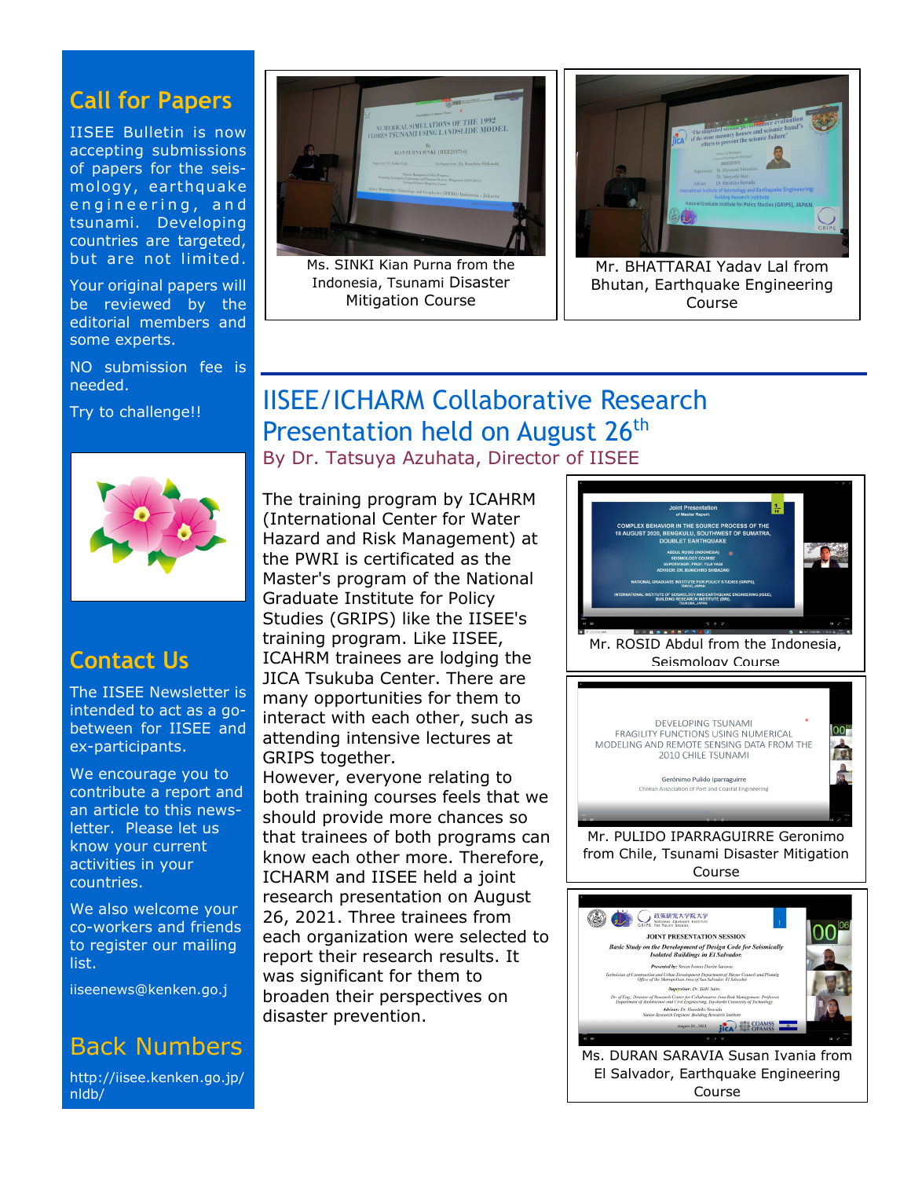## Call for Papers

IISEE Bulletin is now accepting submissions of papers for the seismology, earthquake engineering, and tsunami. Developing countries are targeted, but are not limited.

Your original papers will be reviewed by the editorial members and some experts.

NO submission fee is needed.

Try to challenge!!

## Contact Us

The IISEE Newsletter is intended to act as a go-between for IISEE and ex-participants.

We encourage you to contribute a report and an article to this newsletter. Please let us know your current activities in your countries.

We also welcome your co-workers and friends to register our mailing list.

iiseenews@kenken.go.j

## Back Numbers

http://iisee.kenken.go.jp/nldb/

Ms. SINKI Kian Purna from the Indonesia, Tsunami Disaster Mitigation Course

Mr. BHATTARAI Yadav Lal from Bhutan, Earthquake Engineering Course

# IISEE/ICHARM Collaborative Research Presentation held on August 26th

By Dr. Tatsuya Azuhata, Director of IISEE

The training program by ICAHRM (International Center for Water Hazard and Risk Management) at the PWRI is certificated as the Master's program of the National Graduate Institute for Policy Studies (GRIPS) like the IISEE's training program. Like IISEE, ICAHRM trainees are lodging the JICA Tsukuba Center. There are many opportunities for them to interact with each other, such as attending intensive lectures at GRIPS together.
However, everyone relating to both training courses feels that we should provide more chances so that trainees of both programs can know each other more. Therefore, ICHARM and IISEE held a joint research presentation on August 26, 2021. Three trainees from each organization were selected to report their research results. It was significant for them to broaden their perspectives on disaster prevention.

Mr. ROSID Abdul from the Indonesia, Seismology Course

Mr. PULIDO IPARRAGUIRRE Geronimo from Chile, Tsunami Disaster Mitigation Course

Ms. DURAN SARAVIA Susan Ivania from El Salvador, Earthquake Engineering Course